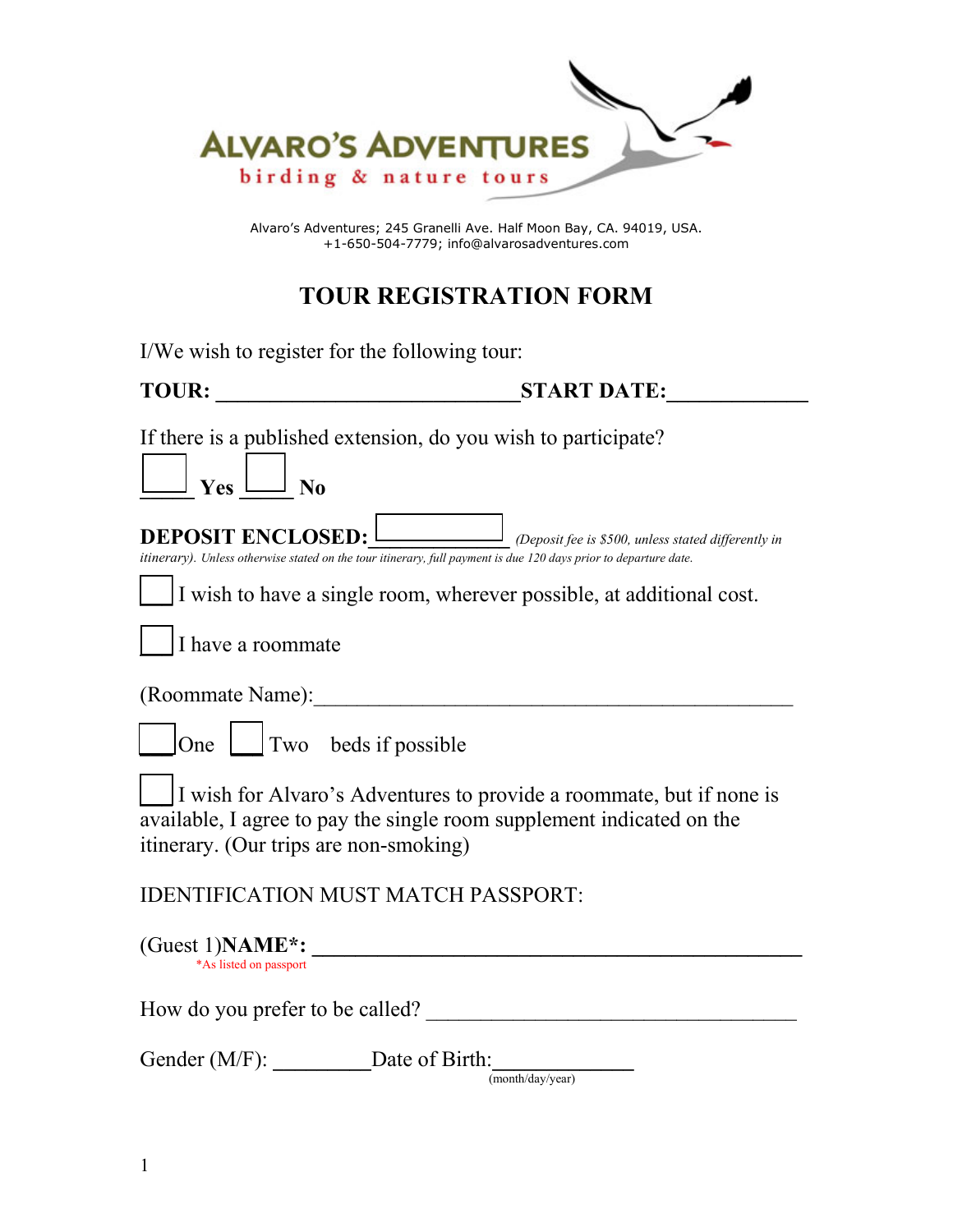ALVARO'S ADVENTURES
birding & nature tours

Alvaro's Adventures; 245 Granelli Ave. Half Moon Bay, CA. 94019, USA.
+1-650-504-7779; info@alvarosadventures.com

# TOUR REGISTRATION FORM

I/We wish to register for the following tour:

**TOUR:** ______________________________**START DATE:**_____________

If there is a published extension, do you wish to participate?

☐ **Yes** ☐ **No**

**DEPOSIT ENCLOSED:** ☐ *(Deposit fee is $500, unless stated differently in itinerary). Unless otherwise stated on the tour itinerary, full payment is due 120 days prior to departure date.*

☐ I wish to have a single room, wherever possible, at additional cost.

☐ I have a roommate

(Roommate Name):_______________________________________________

☐ One ☐ Two beds if possible

☐ I wish for Alvaro's Adventures to provide a roommate, but if none is available, I agree to pay the single room supplement indicated on the itinerary. (Our trips are non-smoking)

IDENTIFICATION MUST MATCH PASSPORT:

(Guest 1)**NAME\*:** _______________________________________________
*As listed on passport

How do you prefer to be called? ___________________________________

Gender (M/F): _________Date of Birth:_____________
(month/day/year)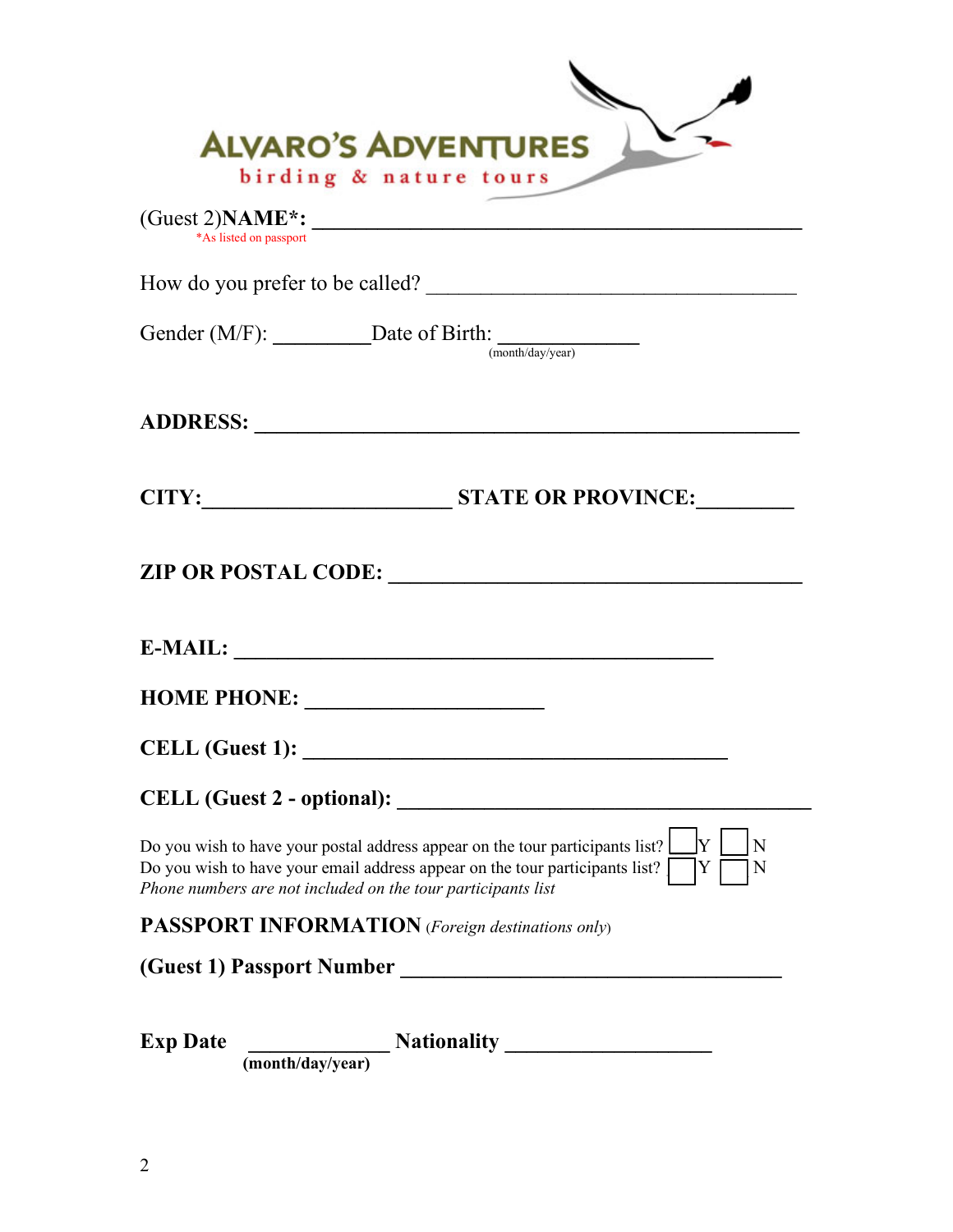ALVARO'S ADVENTURES
birding & nature tours

(Guest 2)**NAME*:** ______________________________________________
*As listed on passport

How do you prefer to be called? ___________________________________

Gender (M/F): _________ Date of Birth: _____________
(month/day/year)

**ADDRESS:** ___________________________________________________

**CITY:**______________________ **STATE OR PROVINCE:**_________

**ZIP OR POSTAL CODE:** _____________________________________

**E-MAIL:** ____________________________________________

**HOME PHONE:** ______________________

**CELL (Guest 1):** ________________________________________

**CELL (Guest 2 - optional):** ______________________________________

Do you wish to have your postal address appear on the tour participants list? ☐ Y ☐ N
Do you wish to have your email address appear on the tour participants list? ☐ Y ☐ N
*Phone numbers are not included on the tour participants list*

**PASSPORT INFORMATION** (*Foreign destinations only*)

**(Guest 1) Passport Number** ____________________________________

**Exp Date** _____________ **Nationality** ___________________
**(month/day/year)**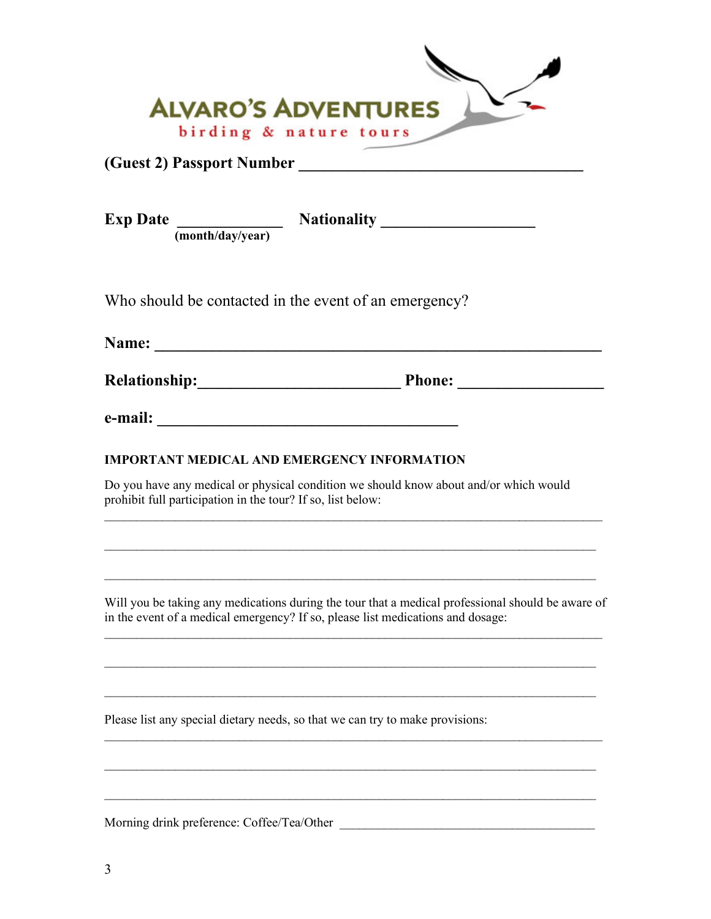ALVARO'S ADVENTURES
birding & nature tours

**(Guest 2) Passport Number ___________________________________**

**Exp Date ____________ Nationality __________________**
**(month/day/year)**

Who should be contacted in the event of an emergency?

**Name: ________________________________________________________**

**Relationship:________________________ Phone: _________________**

**e-mail: ____________________________________**

**IMPORTANT MEDICAL AND EMERGENCY INFORMATION**

Do you have any medical or physical condition we should know about and/or which would prohibit full participation in the tour? If so, list below:

______________________________________________________________________________

______________________________________________________________________________

______________________________________________________________________________

Will you be taking any medications during the tour that a medical professional should be aware of in the event of a medical emergency? If so, please list medications and dosage:

______________________________________________________________________________

______________________________________________________________________________

______________________________________________________________________________

Please list any special dietary needs, so that we can try to make provisions:

______________________________________________________________________________

______________________________________________________________________________

______________________________________________________________________________

Morning drink preference: Coffee/Tea/Other ________________________________________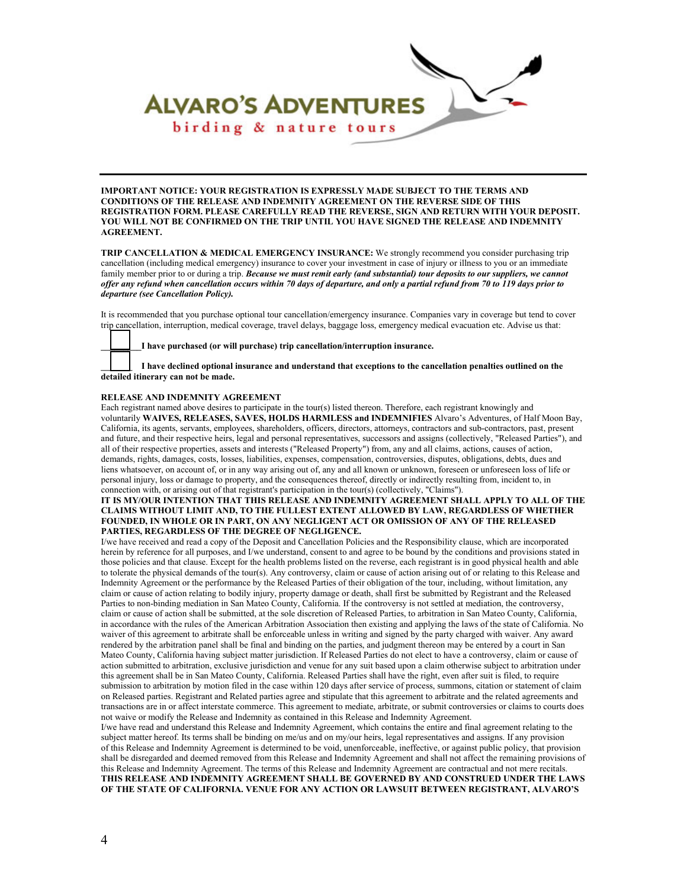**ALVARO'S ADVENTURES**
birding & nature tours

---

**IMPORTANT NOTICE: YOUR REGISTRATION IS EXPRESSLY MADE SUBJECT TO THE TERMS AND CONDITIONS OF THE RELEASE AND INDEMNITY AGREEMENT ON THE REVERSE SIDE OF THIS REGISTRATION FORM. PLEASE CAREFULLY READ THE REVERSE, SIGN AND RETURN WITH YOUR DEPOSIT. YOU WILL NOT BE CONFIRMED ON THE TRIP UNTIL YOU HAVE SIGNED THE RELEASE AND INDEMNITY AGREEMENT.**

**TRIP CANCELLATION & MEDICAL EMERGENCY INSURANCE:** We strongly recommend you consider purchasing trip cancellation (including medical emergency) insurance to cover your investment in case of injury or illness to you or an immediate family member prior to or during a trip. ***Because we must remit early (and substantial) tour deposits to our suppliers, we cannot offer any refund when cancellation occurs within 70 days of departure, and only a partial refund from 70 to 119 days prior to departure (see Cancellation Policy).***

It is recommended that you purchase optional tour cancellation/emergency insurance. Companies vary in coverage but tend to cover trip cancellation, interruption, medical coverage, travel delays, baggage loss, emergency medical evacuation etc. Advise us that:

☐ **I have purchased (or will purchase) trip cancellation/interruption insurance.**

☐ **I have declined optional insurance and understand that exceptions to the cancellation penalties outlined on the detailed itinerary can not be made.**

**RELEASE AND INDEMNITY AGREEMENT**

Each registrant named above desires to participate in the tour(s) listed thereon. Therefore, each registrant knowingly and voluntarily **WAIVES, RELEASES, SAVES, HOLDS HARMLESS and INDEMNIFIES** Alvaro's Adventures, of Half Moon Bay, California, its agents, servants, employees, shareholders, officers, directors, attorneys, contractors and sub-contractors, past, present and future, and their respective heirs, legal and personal representatives, successors and assigns (collectively, "Released Parties"), and all of their respective properties, assets and interests ("Released Property") from, any and all claims, actions, causes of action, demands, rights, damages, costs, losses, liabilities, expenses, compensation, controversies, disputes, obligations, debts, dues and liens whatsoever, on account of, or in any way arising out of, any and all known or unknown, foreseen or unforeseen loss of life or personal injury, loss or damage to property, and the consequences thereof, directly or indirectly resulting from, incident to, in connection with, or arising out of that registrant's participation in the tour(s) (collectively, "Claims").

**IT IS MY/OUR INTENTION THAT THIS RELEASE AND INDEMNITY AGREEMENT SHALL APPLY TO ALL OF THE CLAIMS WITHOUT LIMIT AND, TO THE FULLEST EXTENT ALLOWED BY LAW, REGARDLESS OF WHETHER FOUNDED, IN WHOLE OR IN PART, ON ANY NEGLIGENT ACT OR OMISSION OF ANY OF THE RELEASED PARTIES, REGARDLESS OF THE DEGREE OF NEGLIGENCE.**

I/we have received and read a copy of the Deposit and Cancellation Policies and the Responsibility clause, which are incorporated herein by reference for all purposes, and I/we understand, consent to and agree to be bound by the conditions and provisions stated in those policies and that clause. Except for the health problems listed on the reverse, each registrant is in good physical health and able to tolerate the physical demands of the tour(s). Any controversy, claim or cause of action arising out of or relating to this Release and Indemnity Agreement or the performance by the Released Parties of their obligation of the tour, including, without limitation, any claim or cause of action relating to bodily injury, property damage or death, shall first be submitted by Registrant and the Released Parties to non-binding mediation in San Mateo County, California. If the controversy is not settled at mediation, the controversy, claim or cause of action shall be submitted, at the sole discretion of Released Parties, to arbitration in San Mateo County, California, in accordance with the rules of the American Arbitration Association then existing and applying the laws of the state of California. No waiver of this agreement to arbitrate shall be enforceable unless in writing and signed by the party charged with waiver. Any award rendered by the arbitration panel shall be final and binding on the parties, and judgment thereon may be entered by a court in San Mateo County, California having subject matter jurisdiction. If Released Parties do not elect to have a controversy, claim or cause of action submitted to arbitration, exclusive jurisdiction and venue for any suit based upon a claim otherwise subject to arbitration under this agreement shall be in San Mateo County, California. Released Parties shall have the right, even after suit is filed, to require submission to arbitration by motion filed in the case within 120 days after service of process, summons, citation or statement of claim on Released parties. Registrant and Related parties agree and stipulate that this agreement to arbitrate and the related agreements and transactions are in or affect interstate commerce. This agreement to mediate, arbitrate, or submit controversies or claims to courts does not waive or modify the Release and Indemnity as contained in this Release and Indemnity Agreement.

I/we have read and understand this Release and Indemnity Agreement, which contains the entire and final agreement relating to the subject matter hereof. Its terms shall be binding on me/us and on my/our heirs, legal representatives and assigns. If any provision of this Release and Indemnity Agreement is determined to be void, unenforceable, ineffective, or against public policy, that provision shall be disregarded and deemed removed from this Release and Indemnity Agreement and shall not affect the remaining provisions of this Release and Indemnity Agreement. The terms of this Release and Indemnity Agreement are contractual and not mere recitals.

**THIS RELEASE AND INDEMNITY AGREEMENT SHALL BE GOVERNED BY AND CONSTRUED UNDER THE LAWS OF THE STATE OF CALIFORNIA. VENUE FOR ANY ACTION OR LAWSUIT BETWEEN REGISTRANT, ALVARO'S**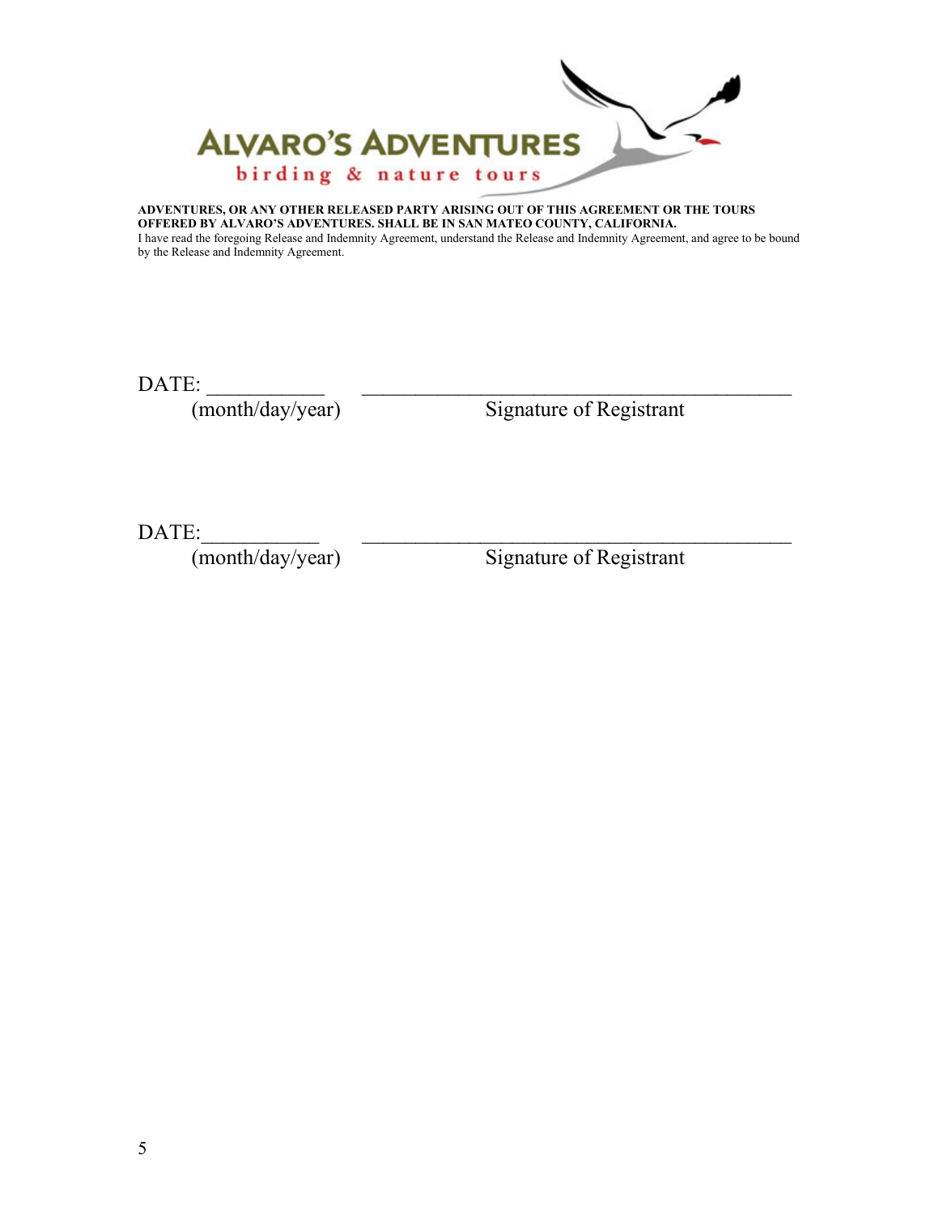ALVARO'S ADVENTURES
birding & nature tours

**ADVENTURES, OR ANY OTHER RELEASED PARTY ARISING OUT OF THIS AGREEMENT OR THE TOURS OFFERED BY ALVARO'S ADVENTURES. SHALL BE IN SAN MATEO COUNTY, CALIFORNIA.**

I have read the foregoing Release and Indemnity Agreement, understand the Release and Indemnity Agreement, and agree to be bound by the Release and Indemnity Agreement.

DATE: ___________ ____________________________________________
(month/day/year) Signature of Registrant

DATE:___________ ____________________________________________
(month/day/year) Signature of Registrant